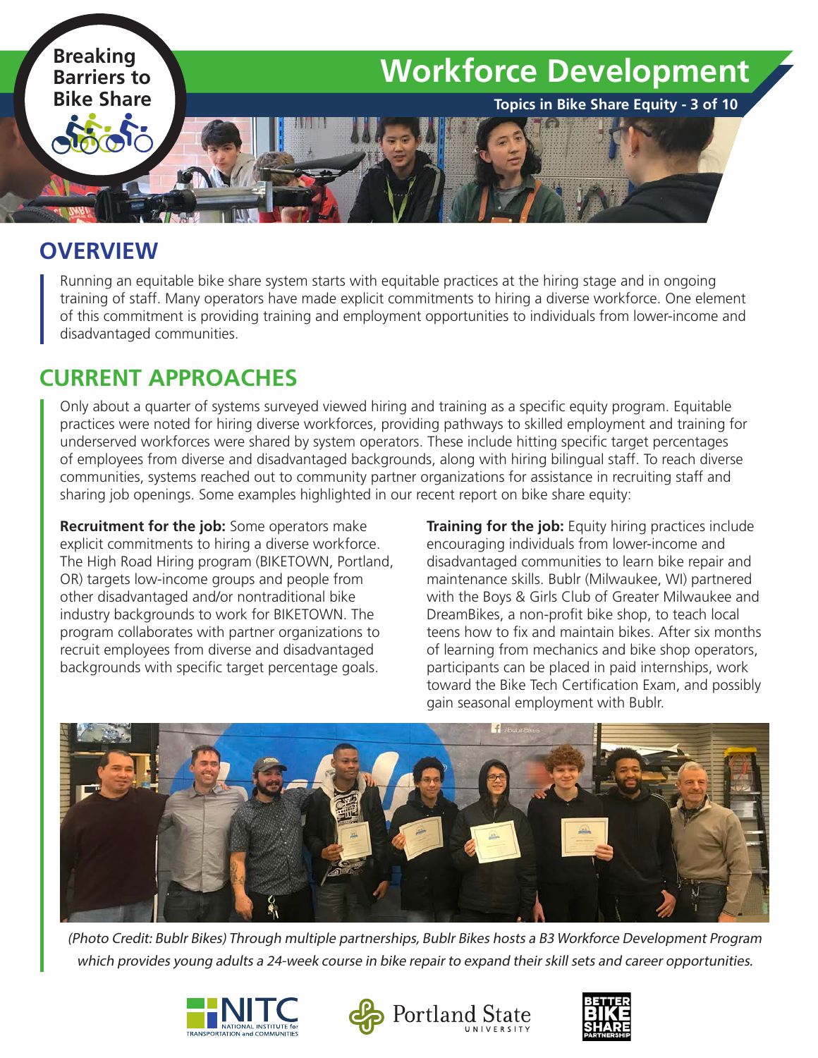Breaking Barriers to Bike Share

# Workforce Development

**Topics in Bike Share Equity - 3 of 10**

## OVERVIEW

Running an equitable bike share system starts with equitable practices at the hiring stage and in ongoing training of staff. Many operators have made explicit commitments to hiring a diverse workforce. One element of this commitment is providing training and employment opportunities to individuals from lower-income and disadvantaged communities.

## CURRENT APPROACHES

Only about a quarter of systems surveyed viewed hiring and training as a specific equity program. Equitable practices were noted for hiring diverse workforces, providing pathways to skilled employment and training for underserved workforces were shared by system operators. These include hitting specific target percentages of employees from diverse and disadvantaged backgrounds, along with hiring bilingual staff. To reach diverse communities, systems reached out to community partner organizations for assistance in recruiting staff and sharing job openings. Some examples highlighted in our recent report on bike share equity:

**Recruitment for the job:** Some operators make explicit commitments to hiring a diverse workforce. The High Road Hiring program (BIKETOWN, Portland, OR) targets low-income groups and people from other disadvantaged and/or nontraditional bike industry backgrounds to work for BIKETOWN. The program collaborates with partner organizations to recruit employees from diverse and disadvantaged backgrounds with specific target percentage goals.

**Training for the job:** Equity hiring practices include encouraging individuals from lower-income and disadvantaged communities to learn bike repair and maintenance skills. Bublr (Milwaukee, WI) partnered with the Boys & Girls Club of Greater Milwaukee and DreamBikes, a non-profit bike shop, to teach local teens how to fix and maintain bikes. After six months of learning from mechanics and bike shop operators, participants can be placed in paid internships, work toward the Bike Tech Certification Exam, and possibly gain seasonal employment with Bublr.

*(Photo Credit: Bublr Bikes) Through multiple partnerships, Bublr Bikes hosts a B3 Workforce Development Program which provides young adults a 24-week course in bike repair to expand their skill sets and career opportunities.*

NITC National Institute for Transportation and Communities | Portland State University | Better Bike Share Partnership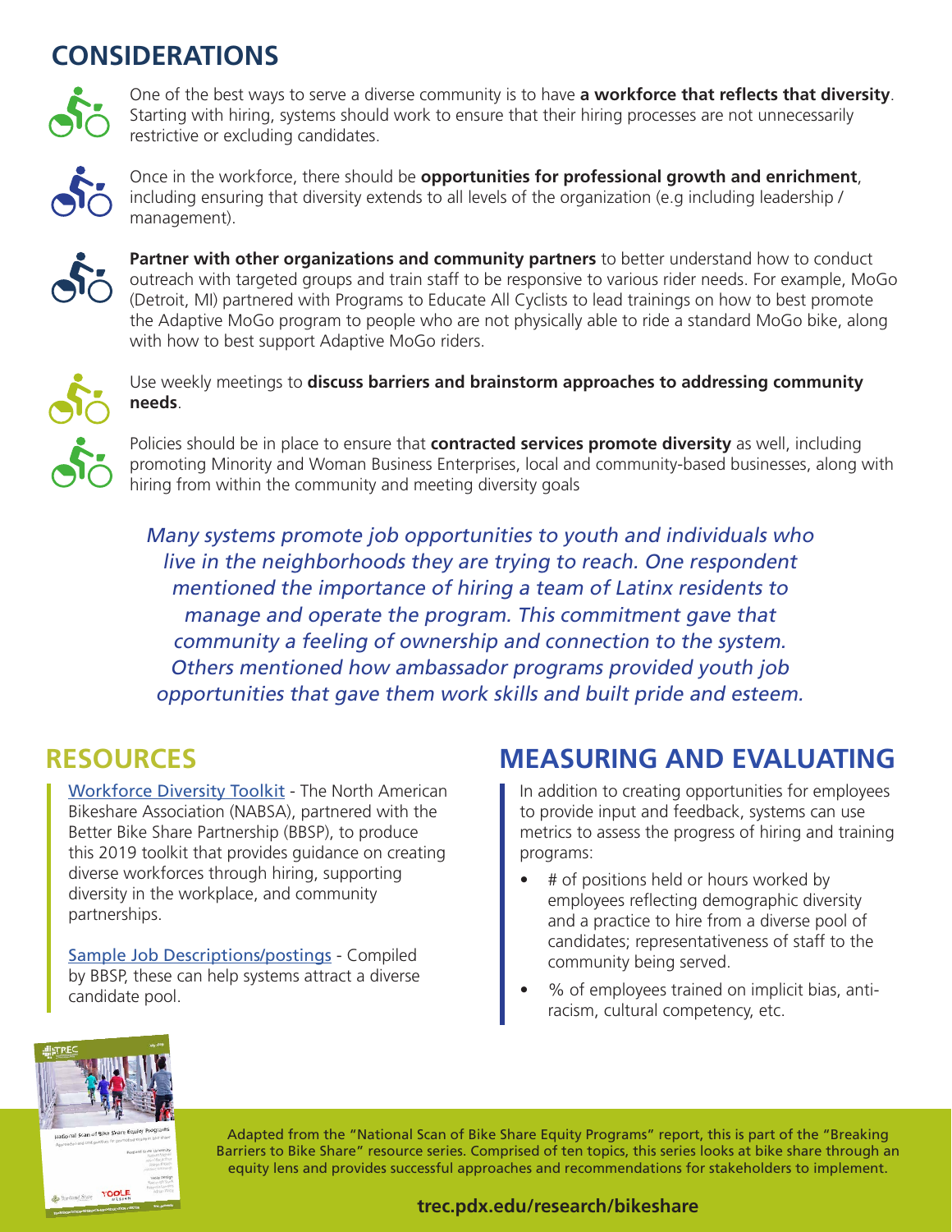## CONSIDERATIONS

One of the best ways to serve a diverse community is to have **a workforce that reflects that diversity**. Starting with hiring, systems should work to ensure that their hiring processes are not unnecessarily restrictive or excluding candidates.

Once in the workforce, there should be **opportunities for professional growth and enrichment**, including ensuring that diversity extends to all levels of the organization (e.g including leadership / management).

**Partner with other organizations and community partners** to better understand how to conduct outreach with targeted groups and train staff to be responsive to various rider needs. For example, MoGo (Detroit, MI) partnered with Programs to Educate All Cyclists to lead trainings on how to best promote the Adaptive MoGo program to people who are not physically able to ride a standard MoGo bike, along with how to best support Adaptive MoGo riders.

Use weekly meetings to **discuss barriers and brainstorm approaches to addressing community needs**.

Policies should be in place to ensure that **contracted services promote diversity** as well, including promoting Minority and Woman Business Enterprises, local and community-based businesses, along with hiring from within the community and meeting diversity goals

*Many systems promote job opportunities to youth and individuals who live in the neighborhoods they are trying to reach. One respondent mentioned the importance of hiring a team of Latinx residents to manage and operate the program. This commitment gave that community a feeling of ownership and connection to the system. Others mentioned how ambassador programs provided youth job opportunities that gave them work skills and built pride and esteem.*

## RESOURCES

Workforce Diversity Toolkit - The North American Bikeshare Association (NABSA), partnered with the Better Bike Share Partnership (BBSP), to produce this 2019 toolkit that provides guidance on creating diverse workforces through hiring, supporting diversity in the workplace, and community partnerships.

Sample Job Descriptions/postings - Compiled by BBSP, these can help systems attract a diverse candidate pool.

## MEASURING AND EVALUATING

In addition to creating opportunities for employees to provide input and feedback, systems can use metrics to assess the progress of hiring and training programs:

- # of positions held or hours worked by employees reflecting demographic diversity and a practice to hire from a diverse pool of candidates; representativeness of staff to the community being served.
- % of employees trained on implicit bias, anti-racism, cultural competency, etc.

Adapted from the "National Scan of Bike Share Equity Programs" report, this is part of the "Breaking Barriers to Bike Share" resource series. Comprised of ten topics, this series looks at bike share through an equity lens and provides successful approaches and recommendations for stakeholders to implement.

**trec.pdx.edu/research/bikeshare**